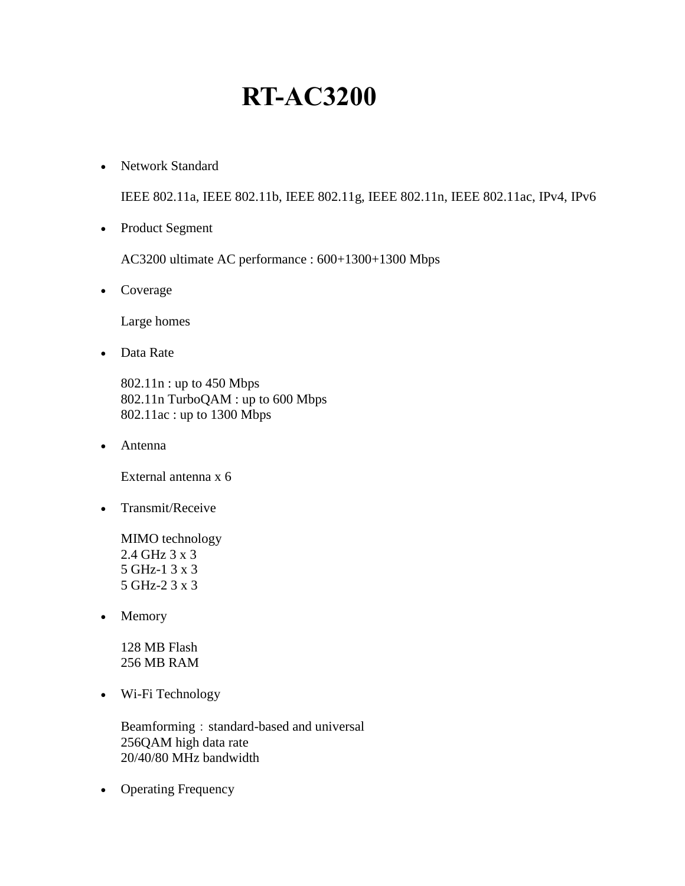# RT-AC3200

- Network Standard

  IEEE 802.11a, IEEE 802.11b, IEEE 802.11g, IEEE 802.11n, IEEE 802.11ac, IPv4, IPv6

- Product Segment

  AC3200 ultimate AC performance : 600+1300+1300 Mbps

- Coverage

  Large homes

- Data Rate

  802.11n : up to 450 Mbps
  802.11n TurboQAM : up to 600 Mbps
  802.11ac : up to 1300 Mbps

- Antenna

  External antenna x 6

- Transmit/Receive

  MIMO technology
  2.4 GHz 3 x 3
  5 GHz-1 3 x 3
  5 GHz-2 3 x 3

- Memory

  128 MB Flash
  256 MB RAM

- Wi-Fi Technology

  Beamforming：standard-based and universal
  256QAM high data rate
  20/40/80 MHz bandwidth

- Operating Frequency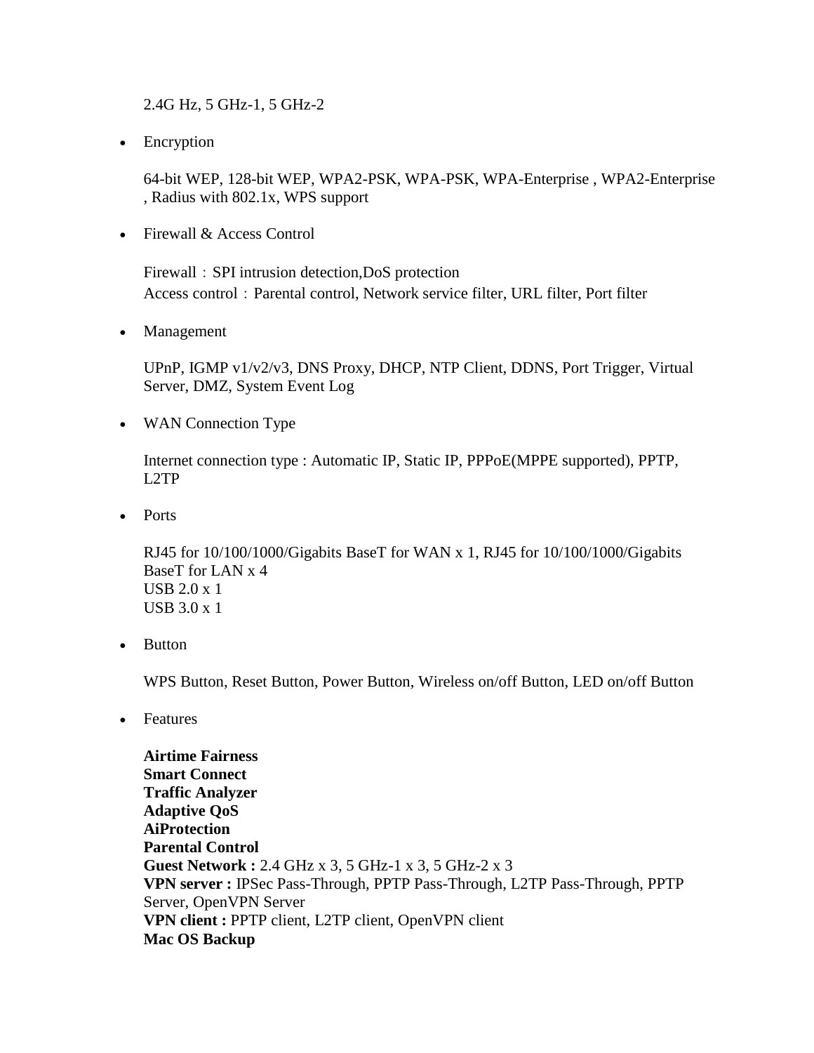2.4G Hz, 5 GHz-1, 5 GHz-2

- Encryption

  64-bit WEP, 128-bit WEP, WPA2-PSK, WPA-PSK, WPA-Enterprise , WPA2-Enterprise , Radius with 802.1x, WPS support

- Firewall & Access Control

  Firewall：SPI intrusion detection,DoS protection
  Access control：Parental control, Network service filter, URL filter, Port filter

- Management

  UPnP, IGMP v1/v2/v3, DNS Proxy, DHCP, NTP Client, DDNS, Port Trigger, Virtual Server, DMZ, System Event Log

- WAN Connection Type

  Internet connection type : Automatic IP, Static IP, PPPoE(MPPE supported), PPTP, L2TP

- Ports

  RJ45 for 10/100/1000/Gigabits BaseT for WAN x 1, RJ45 for 10/100/1000/Gigabits BaseT for LAN x 4
  USB 2.0 x 1
  USB 3.0 x 1

- Button

  WPS Button, Reset Button, Power Button, Wireless on/off Button, LED on/off Button

- Features

  **Airtime Fairness**
  **Smart Connect**
  **Traffic Analyzer**
  **Adaptive QoS**
  **AiProtection**
  **Parental Control**
  **Guest Network :** 2.4 GHz x 3, 5 GHz-1 x 3, 5 GHz-2 x 3
  **VPN server :** IPSec Pass-Through, PPTP Pass-Through, L2TP Pass-Through, PPTP Server, OpenVPN Server
  **VPN client :** PPTP client, L2TP client, OpenVPN client
  **Mac OS Backup**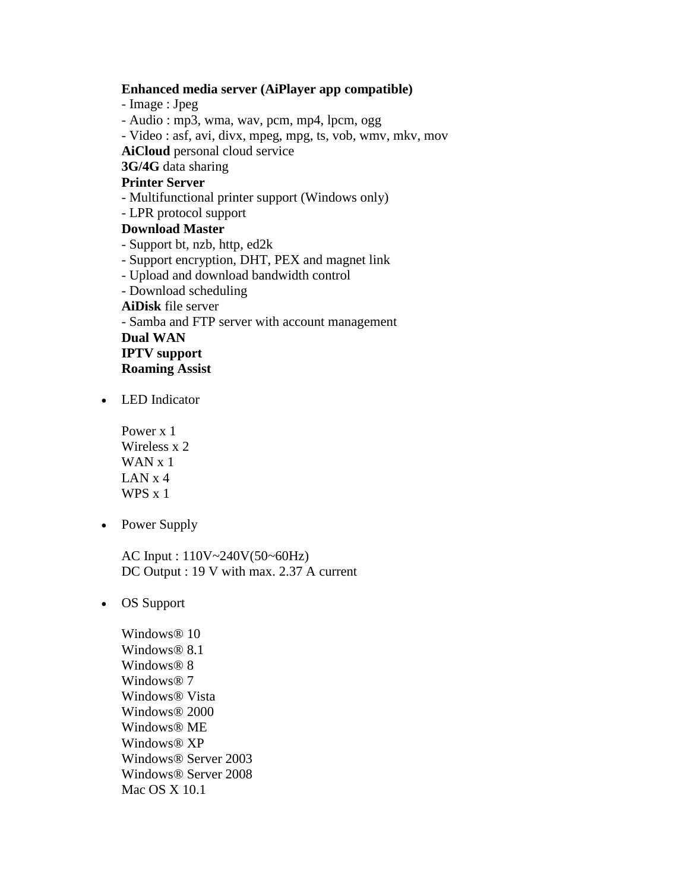**Enhanced media server (AiPlayer app compatible)**
- Image : Jpeg
- Audio : mp3, wma, wav, pcm, mp4, lpcm, ogg
- Video : asf, avi, divx, mpeg, mpg, ts, vob, wmv, mkv, mov

**AiCloud** personal cloud service
**3G/4G** data sharing
**Printer Server**
- Multifunctional printer support (Windows only)
- LPR protocol support

**Download Master**
- Support bt, nzb, http, ed2k
- Support encryption, DHT, PEX and magnet link
- Upload and download bandwidth control
- Download scheduling

**AiDisk** file server
- Samba and FTP server with account management

**Dual WAN**
**IPTV support**
**Roaming Assist**

- LED Indicator

  Power x 1
  Wireless x 2
  WAN x 1
  LAN x 4
  WPS x 1

- Power Supply

  AC Input : 110V~240V(50~60Hz)
  DC Output : 19 V with max. 2.37 A current

- OS Support

  Windows® 10
  Windows® 8.1
  Windows® 8
  Windows® 7
  Windows® Vista
  Windows® 2000
  Windows® ME
  Windows® XP
  Windows® Server 2003
  Windows® Server 2008
  Mac OS X 10.1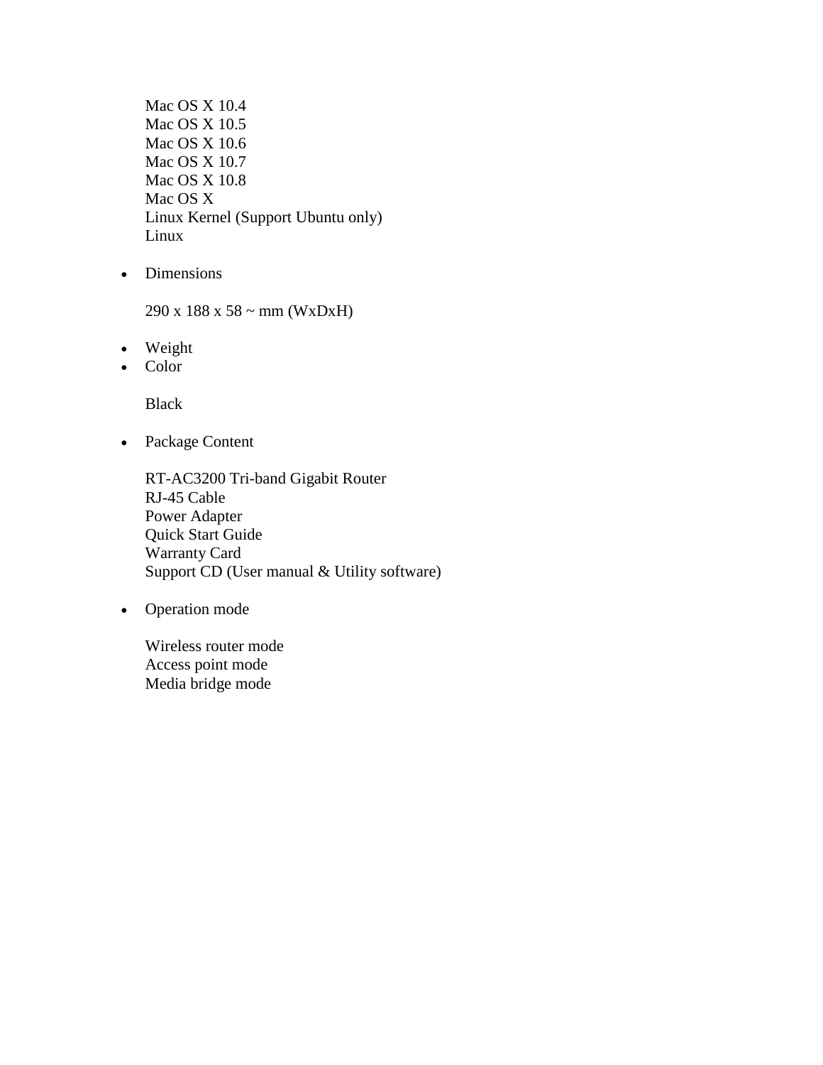Mac OS X 10.4
Mac OS X 10.5
Mac OS X 10.6
Mac OS X 10.7
Mac OS X 10.8
Mac OS X
Linux Kernel (Support Ubuntu only)
Linux

- Dimensions

  290 x 188 x 58 ~ mm (WxDxH)

- Weight
- Color

  Black

- Package Content

  RT-AC3200 Tri-band Gigabit Router
  RJ-45 Cable
  Power Adapter
  Quick Start Guide
  Warranty Card
  Support CD (User manual & Utility software)

- Operation mode

  Wireless router mode
  Access point mode
  Media bridge mode